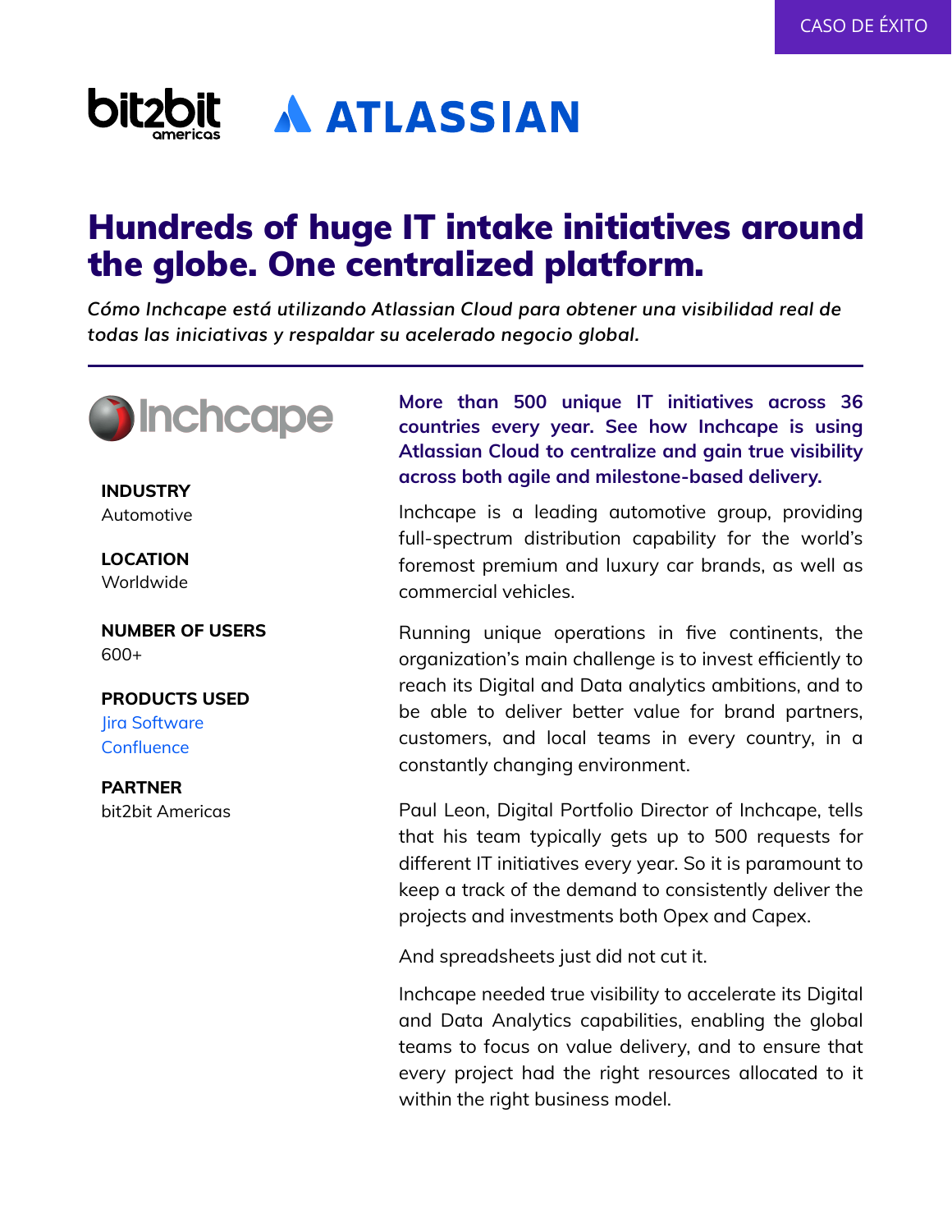CASO DE ÉXITO

# Hundreds of huge IT intake initiatives around the globe. One centralized platform.

*Cómo Inchcape está utilizando Atlassian Cloud para obtener una visibilidad real de todas las iniciativas y respaldar su acelerado negocio global.*

---

**INDUSTRY**
Automotive

**LOCATION**
Worldwide

**NUMBER OF USERS**
600+

**PRODUCTS USED**
Jira Software
Confluence

**PARTNER**
bit2bit Americas

**More than 500 unique IT initiatives across 36 countries every year. See how Inchcape is using Atlassian Cloud to centralize and gain true visibility across both agile and milestone-based delivery.**

Inchcape is a leading automotive group, providing full-spectrum distribution capability for the world's foremost premium and luxury car brands, as well as commercial vehicles.

Running unique operations in five continents, the organization's main challenge is to invest efficiently to reach its Digital and Data analytics ambitions, and to be able to deliver better value for brand partners, customers, and local teams in every country, in a constantly changing environment.

Paul Leon, Digital Portfolio Director of Inchcape, tells that his team typically gets up to 500 requests for different IT initiatives every year. So it is paramount to keep a track of the demand to consistently deliver the projects and investments both Opex and Capex.

And spreadsheets just did not cut it.

Inchcape needed true visibility to accelerate its Digital and Data Analytics capabilities, enabling the global teams to focus on value delivery, and to ensure that every project had the right resources allocated to it within the right business model.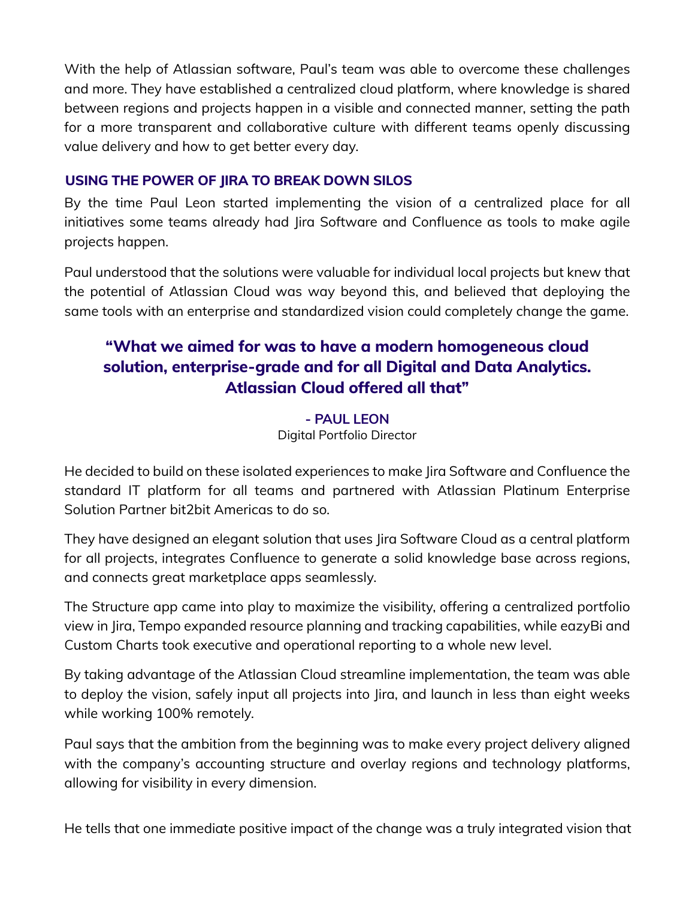With the help of Atlassian software, Paul's team was able to overcome these challenges and more. They have established a centralized cloud platform, where knowledge is shared between regions and projects happen in a visible and connected manner, setting the path for a more transparent and collaborative culture with different teams openly discussing value delivery and how to get better every day.

## USING THE POWER OF JIRA TO BREAK DOWN SILOS

By the time Paul Leon started implementing the vision of a centralized place for all initiatives some teams already had Jira Software and Confluence as tools to make agile projects happen.

Paul understood that the solutions were valuable for individual local projects but knew that the potential of Atlassian Cloud was way beyond this, and believed that deploying the same tools with an enterprise and standardized vision could completely change the game.

> **"What we aimed for was to have a modern homogeneous cloud solution, enterprise-grade and for all Digital and Data Analytics. Atlassian Cloud offered all that"**
>
> **- PAUL LEON**
> Digital Portfolio Director

He decided to build on these isolated experiences to make Jira Software and Confluence the standard IT platform for all teams and partnered with Atlassian Platinum Enterprise Solution Partner bit2bit Americas to do so.

They have designed an elegant solution that uses Jira Software Cloud as a central platform for all projects, integrates Confluence to generate a solid knowledge base across regions, and connects great marketplace apps seamlessly.

The Structure app came into play to maximize the visibility, offering a centralized portfolio view in Jira, Tempo expanded resource planning and tracking capabilities, while eazyBi and Custom Charts took executive and operational reporting to a whole new level.

By taking advantage of the Atlassian Cloud streamline implementation, the team was able to deploy the vision, safely input all projects into Jira, and launch in less than eight weeks while working 100% remotely.

Paul says that the ambition from the beginning was to make every project delivery aligned with the company's accounting structure and overlay regions and technology platforms, allowing for visibility in every dimension.

He tells that one immediate positive impact of the change was a truly integrated vision that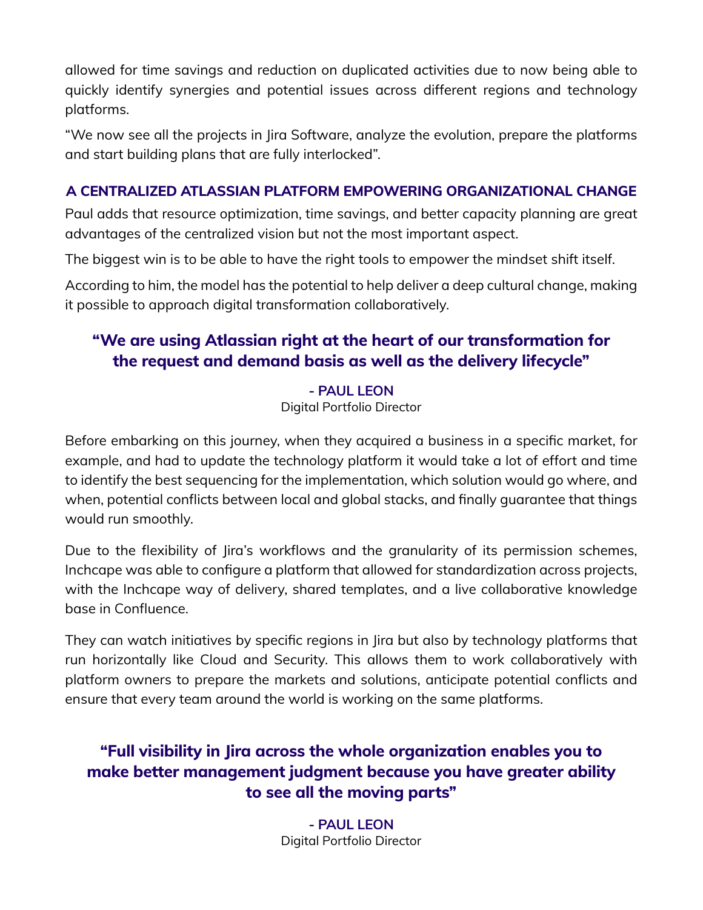allowed for time savings and reduction on duplicated activities due to now being able to quickly identify synergies and potential issues across different regions and technology platforms.

“We now see all the projects in Jira Software, analyze the evolution, prepare the platforms and start building plans that are fully interlocked”.

## A CENTRALIZED ATLASSIAN PLATFORM EMPOWERING ORGANIZATIONAL CHANGE

Paul adds that resource optimization, time savings, and better capacity planning are great advantages of the centralized vision but not the most important aspect.

The biggest win is to be able to have the right tools to empower the mindset shift itself.

According to him, the model has the potential to help deliver a deep cultural change, making it possible to approach digital transformation collaboratively.

> **“We are using Atlassian right at the heart of our transformation for the request and demand basis as well as the delivery lifecycle”**
>
> **- PAUL LEON**
> Digital Portfolio Director

Before embarking on this journey, when they acquired a business in a specific market, for example, and had to update the technology platform it would take a lot of effort and time to identify the best sequencing for the implementation, which solution would go where, and when, potential conflicts between local and global stacks, and finally guarantee that things would run smoothly.

Due to the flexibility of Jira’s workflows and the granularity of its permission schemes, Inchcape was able to configure a platform that allowed for standardization across projects, with the Inchcape way of delivery, shared templates, and a live collaborative knowledge base in Confluence.

They can watch initiatives by specific regions in Jira but also by technology platforms that run horizontally like Cloud and Security. This allows them to work collaboratively with platform owners to prepare the markets and solutions, anticipate potential conflicts and ensure that every team around the world is working on the same platforms.

> **“Full visibility in Jira across the whole organization enables you to make better management judgment because you have greater ability to see all the moving parts”**
>
> **- PAUL LEON**
> Digital Portfolio Director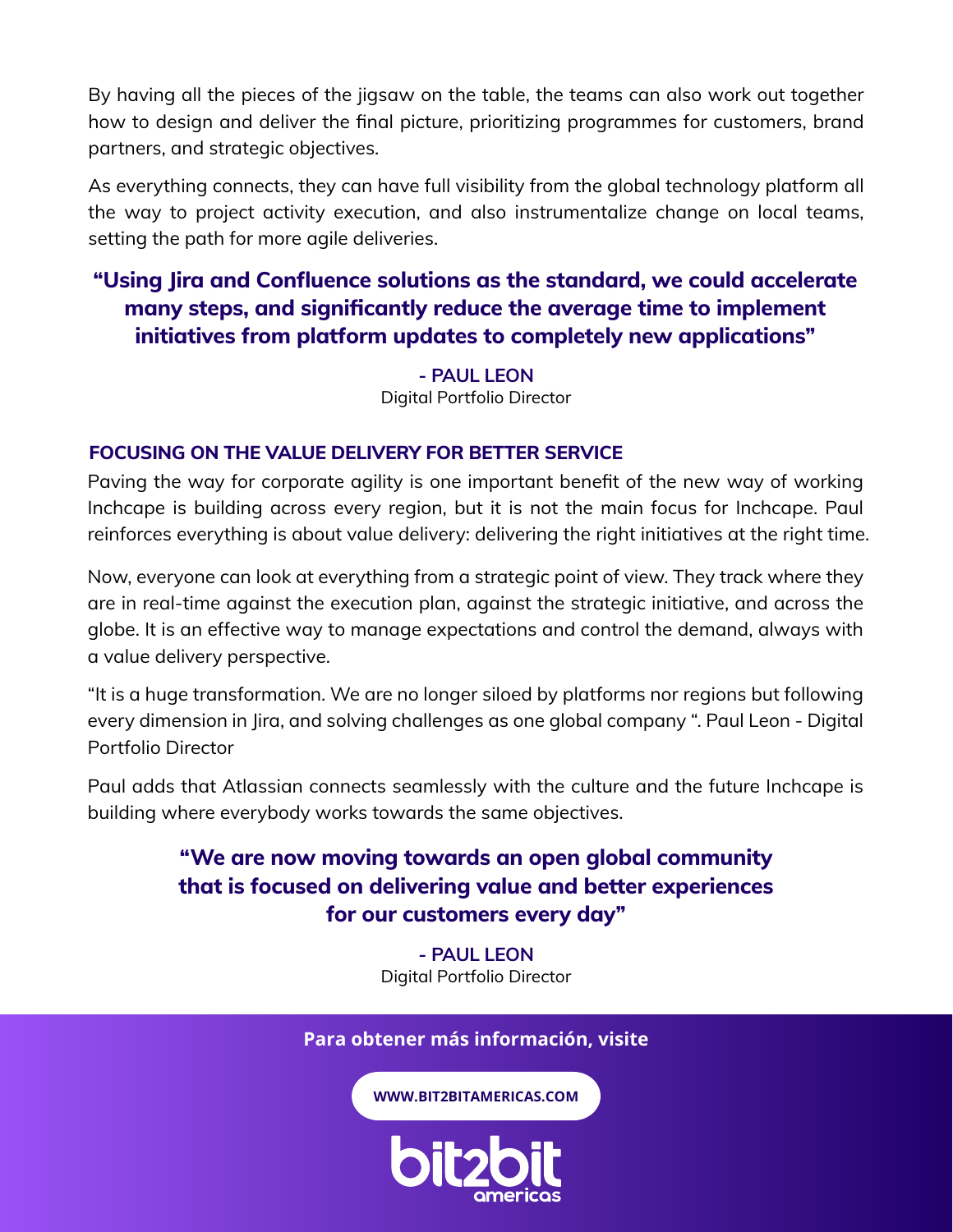By having all the pieces of the jigsaw on the table, the teams can also work out together how to design and deliver the final picture, prioritizing programmes for customers, brand partners, and strategic objectives.

As everything connects, they can have full visibility from the global technology platform all the way to project activity execution, and also instrumentalize change on local teams, setting the path for more agile deliveries.

**"Using Jira and Confluence solutions as the standard, we could accelerate many steps, and significantly reduce the average time to implement initiatives from platform updates to completely new applications"**

**- PAUL LEON**
Digital Portfolio Director

## FOCUSING ON THE VALUE DELIVERY FOR BETTER SERVICE

Paving the way for corporate agility is one important benefit of the new way of working Inchcape is building across every region, but it is not the main focus for Inchcape. Paul reinforces everything is about value delivery: delivering the right initiatives at the right time.

Now, everyone can look at everything from a strategic point of view. They track where they are in real-time against the execution plan, against the strategic initiative, and across the globe. It is an effective way to manage expectations and control the demand, always with a value delivery perspective.

"It is a huge transformation. We are no longer siloed by platforms nor regions but following every dimension in Jira, and solving challenges as one global company ". Paul Leon - Digital Portfolio Director

Paul adds that Atlassian connects seamlessly with the culture and the future Inchcape is building where everybody works towards the same objectives.

**"We are now moving towards an open global community that is focused on delivering value and better experiences for our customers every day"**

**- PAUL LEON**
Digital Portfolio Director

**Para obtener más información, visite**

**WWW.BIT2BITAMERICAS.COM**

bit2bit americas